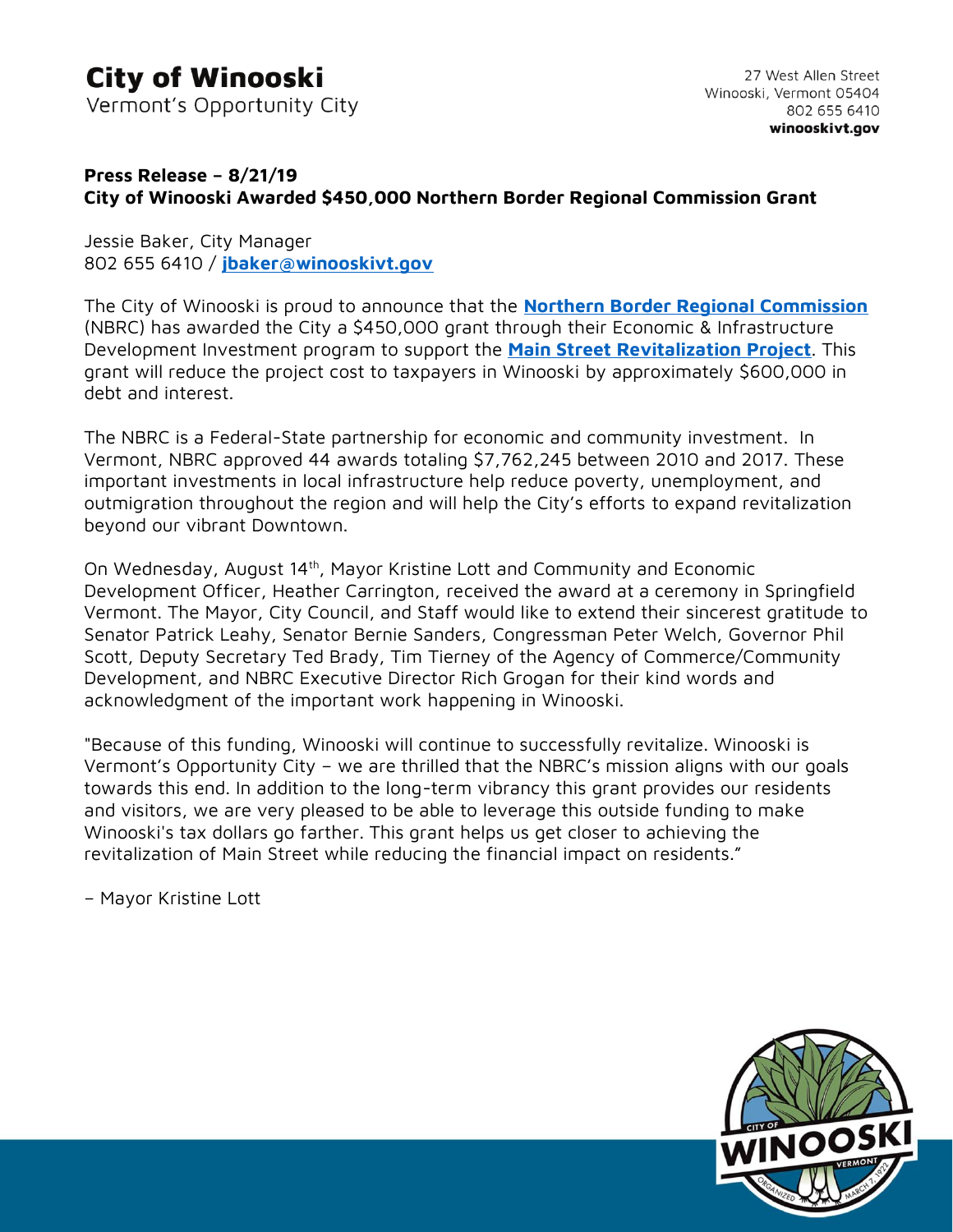# City of Winooski

Vermont's Opportunity City

27 West Allen Street
Winooski, Vermont 05404
802 655 6410
**winooskivt.gov**

**Press Release – 8/21/19**
**City of Winooski Awarded $450,000 Northern Border Regional Commission Grant**

Jessie Baker, City Manager
802 655 6410 / **jbaker@winooskivt.gov**

The City of Winooski is proud to announce that the **Northern Border Regional Commission** (NBRC) has awarded the City a $450,000 grant through their Economic & Infrastructure Development Investment program to support the **Main Street Revitalization Project**. This grant will reduce the project cost to taxpayers in Winooski by approximately $600,000 in debt and interest.

The NBRC is a Federal-State partnership for economic and community investment. In Vermont, NBRC approved 44 awards totaling $7,762,245 between 2010 and 2017. These important investments in local infrastructure help reduce poverty, unemployment, and outmigration throughout the region and will help the City's efforts to expand revitalization beyond our vibrant Downtown.

On Wednesday, August 14th, Mayor Kristine Lott and Community and Economic Development Officer, Heather Carrington, received the award at a ceremony in Springfield Vermont. The Mayor, City Council, and Staff would like to extend their sincerest gratitude to Senator Patrick Leahy, Senator Bernie Sanders, Congressman Peter Welch, Governor Phil Scott, Deputy Secretary Ted Brady, Tim Tierney of the Agency of Commerce/Community Development, and NBRC Executive Director Rich Grogan for their kind words and acknowledgment of the important work happening in Winooski.

"Because of this funding, Winooski will continue to successfully revitalize. Winooski is Vermont's Opportunity City – we are thrilled that the NBRC's mission aligns with our goals towards this end. In addition to the long-term vibrancy this grant provides our residents and visitors, we are very pleased to be able to leverage this outside funding to make Winooski's tax dollars go farther. This grant helps us get closer to achieving the revitalization of Main Street while reducing the financial impact on residents."

– Mayor Kristine Lott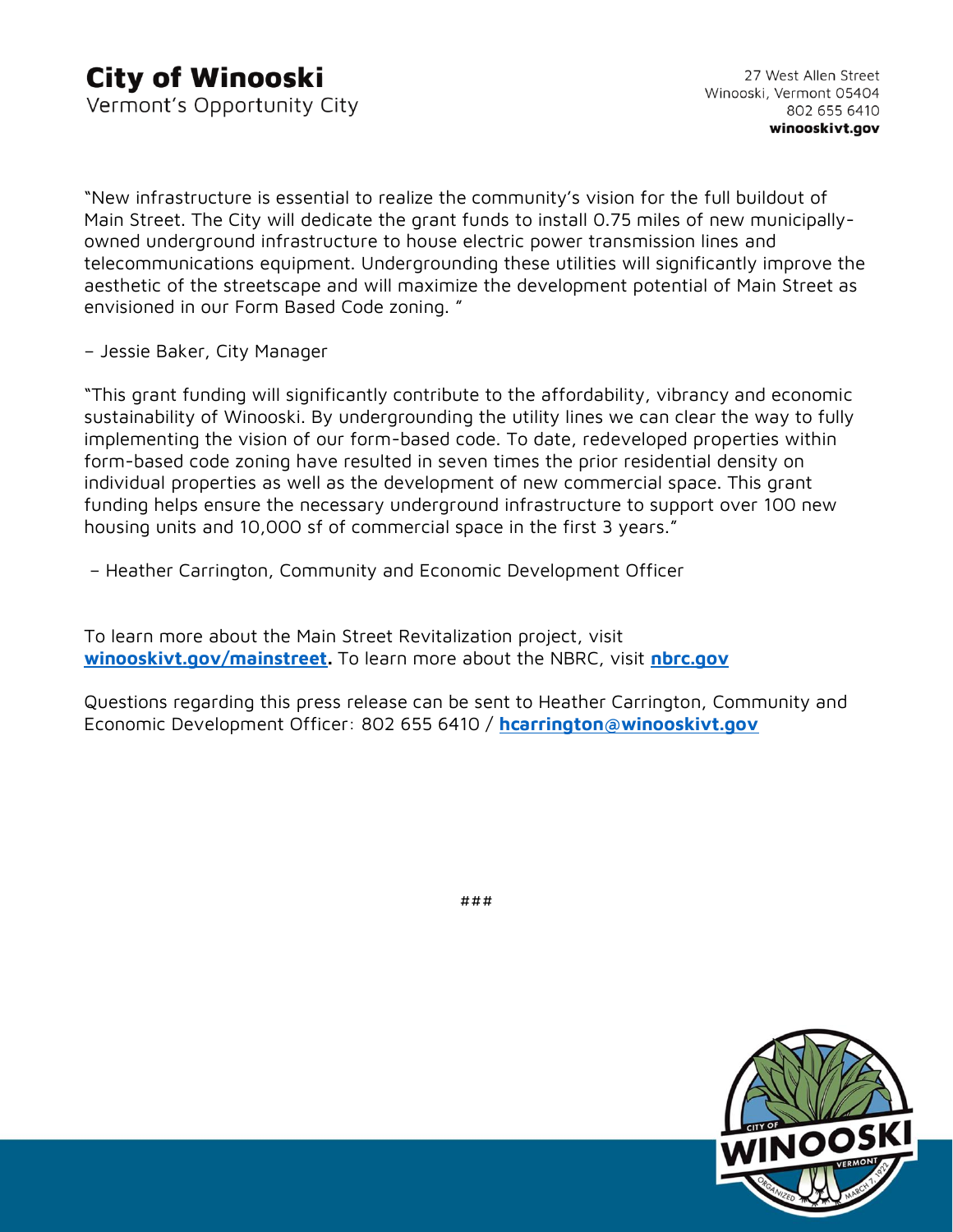"New infrastructure is essential to realize the community's vision for the full buildout of Main Street. The City will dedicate the grant funds to install 0.75 miles of new municipally-owned underground infrastructure to house electric power transmission lines and telecommunications equipment. Undergrounding these utilities will significantly improve the aesthetic of the streetscape and will maximize the development potential of Main Street as envisioned in our Form Based Code zoning. "

– Jessie Baker, City Manager

"This grant funding will significantly contribute to the affordability, vibrancy and economic sustainability of Winooski. By undergrounding the utility lines we can clear the way to fully implementing the vision of our form-based code. To date, redeveloped properties within form-based code zoning have resulted in seven times the prior residential density on individual properties as well as the development of new commercial space. This grant funding helps ensure the necessary underground infrastructure to support over 100 new housing units and 10,000 sf of commercial space in the first 3 years."

– Heather Carrington, Community and Economic Development Officer

To learn more about the Main Street Revitalization project, visit **winooskivt.gov/mainstreet**. To learn more about the NBRC, visit **nbrc.gov**

Questions regarding this press release can be sent to Heather Carrington, Community and Economic Development Officer: 802 655 6410 / **hcarrington@winooskivt.gov**

###